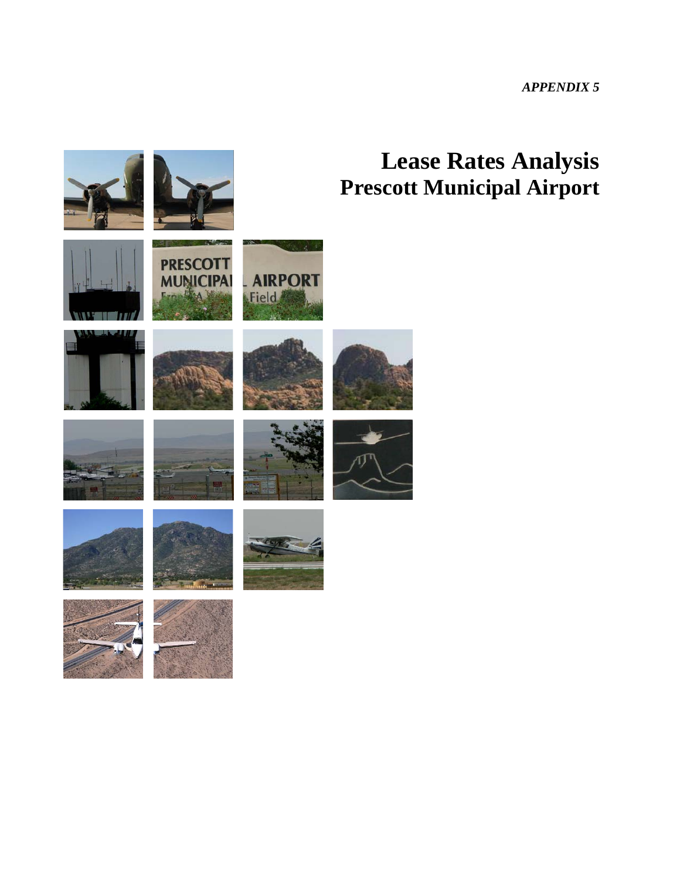*APPENDIX 5*

# Lease Rates Analysis
## Prescott Municipal Airport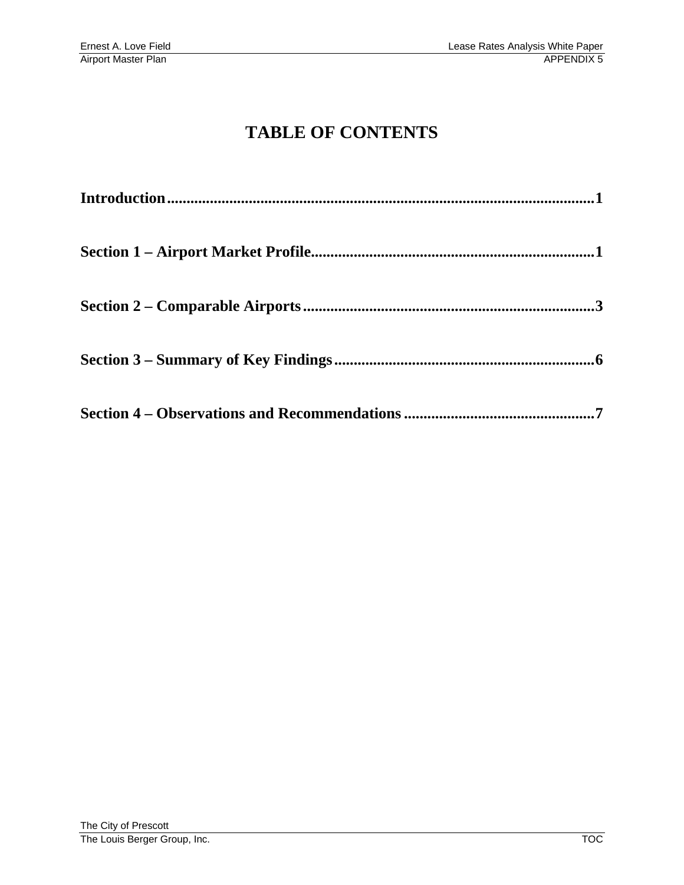# TABLE OF CONTENTS

**Introduction** .......... 1

**Section 1 – Airport Market Profile** .......... 1

**Section 2 – Comparable Airports** .......... 3

**Section 3 – Summary of Key Findings** .......... 6

**Section 4 – Observations and Recommendations** .......... 7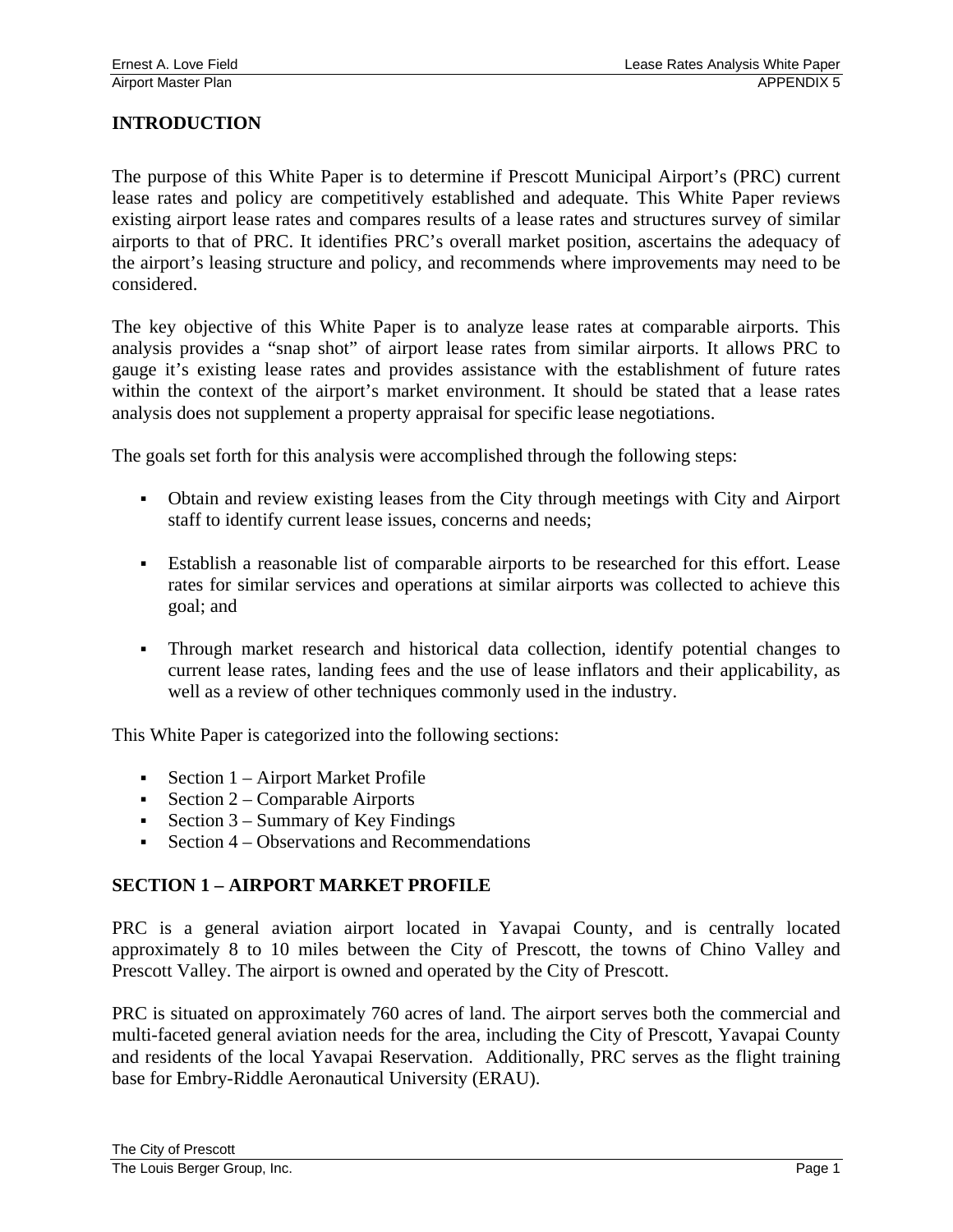## INTRODUCTION

The purpose of this White Paper is to determine if Prescott Municipal Airport's (PRC) current lease rates and policy are competitively established and adequate. This White Paper reviews existing airport lease rates and compares results of a lease rates and structures survey of similar airports to that of PRC. It identifies PRC's overall market position, ascertains the adequacy of the airport's leasing structure and policy, and recommends where improvements may need to be considered.

The key objective of this White Paper is to analyze lease rates at comparable airports. This analysis provides a "snap shot" of airport lease rates from similar airports. It allows PRC to gauge it's existing lease rates and provides assistance with the establishment of future rates within the context of the airport's market environment. It should be stated that a lease rates analysis does not supplement a property appraisal for specific lease negotiations.

The goals set forth for this analysis were accomplished through the following steps:

- Obtain and review existing leases from the City through meetings with City and Airport staff to identify current lease issues, concerns and needs;
- Establish a reasonable list of comparable airports to be researched for this effort. Lease rates for similar services and operations at similar airports was collected to achieve this goal; and
- Through market research and historical data collection, identify potential changes to current lease rates, landing fees and the use of lease inflators and their applicability, as well as a review of other techniques commonly used in the industry.

This White Paper is categorized into the following sections:

- Section 1 – Airport Market Profile
- Section 2 – Comparable Airports
- Section 3 – Summary of Key Findings
- Section 4 – Observations and Recommendations

## SECTION 1 – AIRPORT MARKET PROFILE

PRC is a general aviation airport located in Yavapai County, and is centrally located approximately 8 to 10 miles between the City of Prescott, the towns of Chino Valley and Prescott Valley. The airport is owned and operated by the City of Prescott.

PRC is situated on approximately 760 acres of land. The airport serves both the commercial and multi-faceted general aviation needs for the area, including the City of Prescott, Yavapai County and residents of the local Yavapai Reservation. Additionally, PRC serves as the flight training base for Embry-Riddle Aeronautical University (ERAU).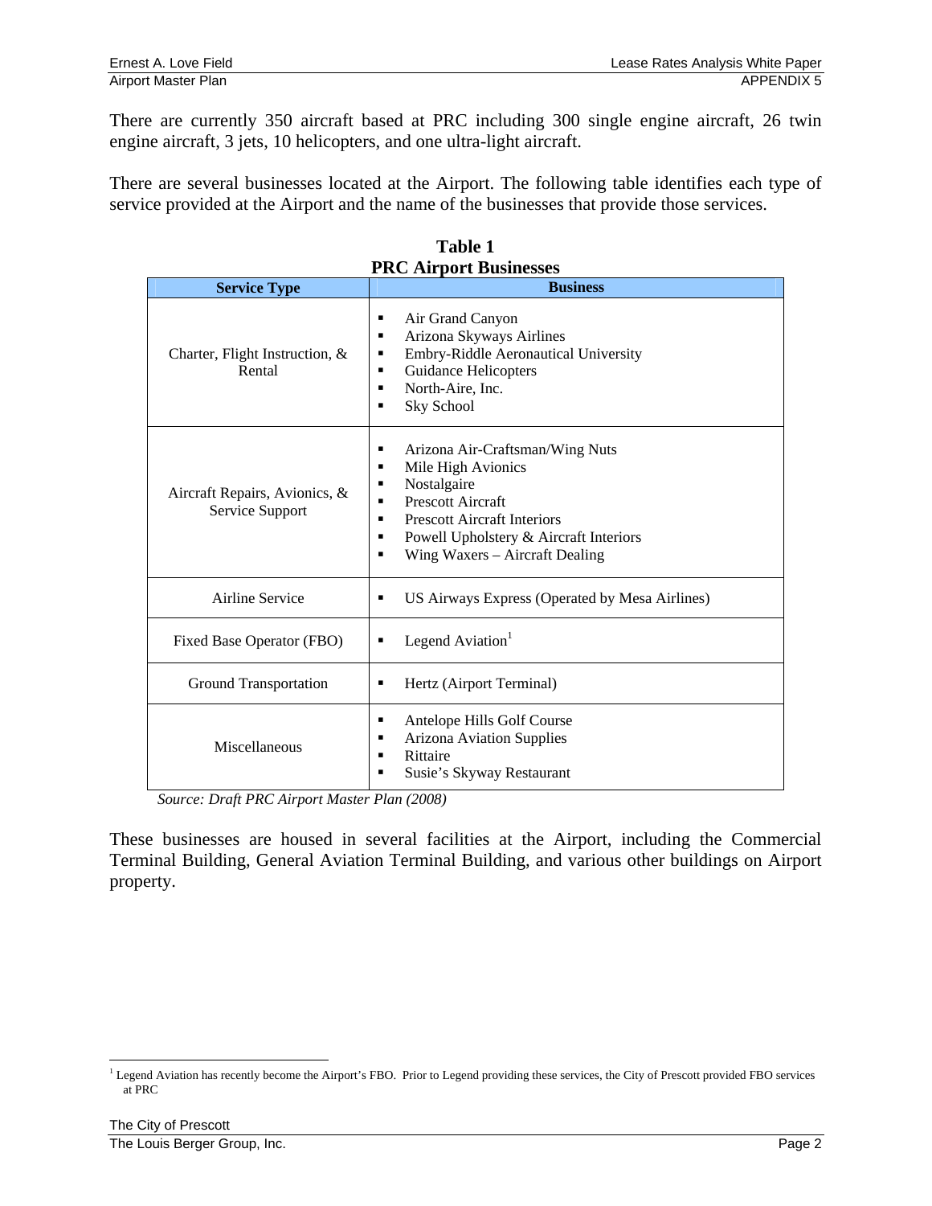There are currently 350 aircraft based at PRC including 300 single engine aircraft, 26 twin engine aircraft, 3 jets, 10 helicopters, and one ultra-light aircraft.

There are several businesses located at the Airport. The following table identifies each type of service provided at the Airport and the name of the businesses that provide those services.

**Table 1**
**PRC Airport Businesses**

| Service Type | Business |
|---|---|
| Charter, Flight Instruction, & Rental | ▪ Air Grand Canyon<br>▪ Arizona Skyways Airlines<br>▪ Embry-Riddle Aeronautical University<br>▪ Guidance Helicopters<br>▪ North-Aire, Inc.<br>▪ Sky School |
| Aircraft Repairs, Avionics, & Service Support | ▪ Arizona Air-Craftsman/Wing Nuts<br>▪ Mile High Avionics<br>▪ Nostalgaire<br>▪ Prescott Aircraft<br>▪ Prescott Aircraft Interiors<br>▪ Powell Upholstery & Aircraft Interiors<br>▪ Wing Waxers – Aircraft Dealing |
| Airline Service | ▪ US Airways Express (Operated by Mesa Airlines) |
| Fixed Base Operator (FBO) | ▪ Legend Aviation[1] |
| Ground Transportation | ▪ Hertz (Airport Terminal) |
| Miscellaneous | ▪ Antelope Hills Golf Course<br>▪ Arizona Aviation Supplies<br>▪ Rittaire<br>▪ Susie's Skyway Restaurant |

*Source: Draft PRC Airport Master Plan (2008)*

These businesses are housed in several facilities at the Airport, including the Commercial Terminal Building, General Aviation Terminal Building, and various other buildings on Airport property.

[1] Legend Aviation has recently become the Airport's FBO. Prior to Legend providing these services, the City of Prescott provided FBO services at PRC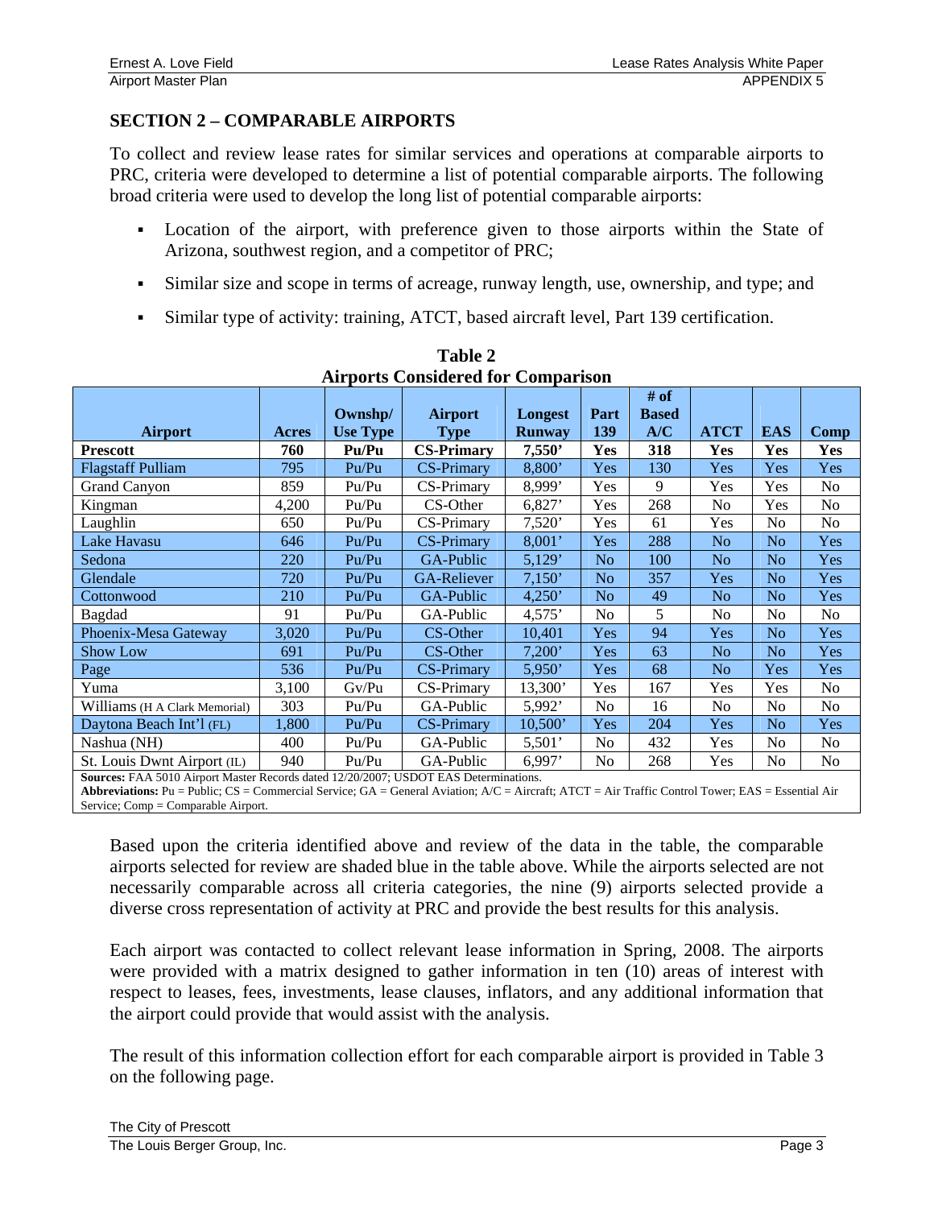## SECTION 2 – COMPARABLE AIRPORTS

To collect and review lease rates for similar services and operations at comparable airports to PRC, criteria were developed to determine a list of potential comparable airports. The following broad criteria were used to develop the long list of potential comparable airports:

- Location of the airport, with preference given to those airports within the State of Arizona, southwest region, and a competitor of PRC;
- Similar size and scope in terms of acreage, runway length, use, ownership, and type; and
- Similar type of activity: training, ATCT, based aircraft level, Part 139 certification.

**Table 2**
**Airports Considered for Comparison**

| Airport | Acres | Ownshp/ Use Type | Airport Type | Longest Runway | Part 139 | # of Based A/C | ATCT | EAS | Comp |
|---|---|---|---|---|---|---|---|---|---|
| **Prescott** | **760** | **Pu/Pu** | **CS-Primary** | **7,550'** | **Yes** | **318** | **Yes** | **Yes** | **Yes** |
| Flagstaff Pulliam | 795 | Pu/Pu | CS-Primary | 8,800' | Yes | 130 | Yes | Yes | Yes |
| Grand Canyon | 859 | Pu/Pu | CS-Primary | 8,999' | Yes | 9 | Yes | Yes | No |
| Kingman | 4,200 | Pu/Pu | CS-Other | 6,827' | Yes | 268 | No | Yes | No |
| Laughlin | 650 | Pu/Pu | CS-Primary | 7,520' | Yes | 61 | Yes | No | No |
| Lake Havasu | 646 | Pu/Pu | CS-Primary | 8,001' | Yes | 288 | No | No | Yes |
| Sedona | 220 | Pu/Pu | GA-Public | 5,129' | No | 100 | No | No | Yes |
| Glendale | 720 | Pu/Pu | GA-Reliever | 7,150' | No | 357 | Yes | No | Yes |
| Cottonwood | 210 | Pu/Pu | GA-Public | 4,250' | No | 49 | No | No | Yes |
| Bagdad | 91 | Pu/Pu | GA-Public | 4,575' | No | 5 | No | No | No |
| Phoenix-Mesa Gateway | 3,020 | Pu/Pu | CS-Other | 10,401 | Yes | 94 | Yes | No | Yes |
| Show Low | 691 | Pu/Pu | CS-Other | 7,200' | Yes | 63 | No | No | Yes |
| Page | 536 | Pu/Pu | CS-Primary | 5,950' | Yes | 68 | No | Yes | Yes |
| Yuma | 3,100 | Gv/Pu | CS-Primary | 13,300' | Yes | 167 | Yes | Yes | No |
| Williams (H A Clark Memorial) | 303 | Pu/Pu | GA-Public | 5,992' | No | 16 | No | No | No |
| Daytona Beach Int'l (FL) | 1,800 | Pu/Pu | CS-Primary | 10,500' | Yes | 204 | Yes | No | Yes |
| Nashua (NH) | 400 | Pu/Pu | GA-Public | 5,501' | No | 432 | Yes | No | No |
| St. Louis Dwnt Airport (IL) | 940 | Pu/Pu | GA-Public | 6,997' | No | 268 | Yes | No | No |

**Sources:** FAA 5010 Airport Master Records dated 12/20/2007; USDOT EAS Determinations.
**Abbreviations:** Pu = Public; CS = Commercial Service; GA = General Aviation; A/C = Aircraft; ATCT = Air Traffic Control Tower; EAS = Essential Air Service; Comp = Comparable Airport.

Based upon the criteria identified above and review of the data in the table, the comparable airports selected for review are shaded blue in the table above. While the airports selected are not necessarily comparable across all criteria categories, the nine (9) airports selected provide a diverse cross representation of activity at PRC and provide the best results for this analysis.

Each airport was contacted to collect relevant lease information in Spring, 2008. The airports were provided with a matrix designed to gather information in ten (10) areas of interest with respect to leases, fees, investments, lease clauses, inflators, and any additional information that the airport could provide that would assist with the analysis.

The result of this information collection effort for each comparable airport is provided in Table 3 on the following page.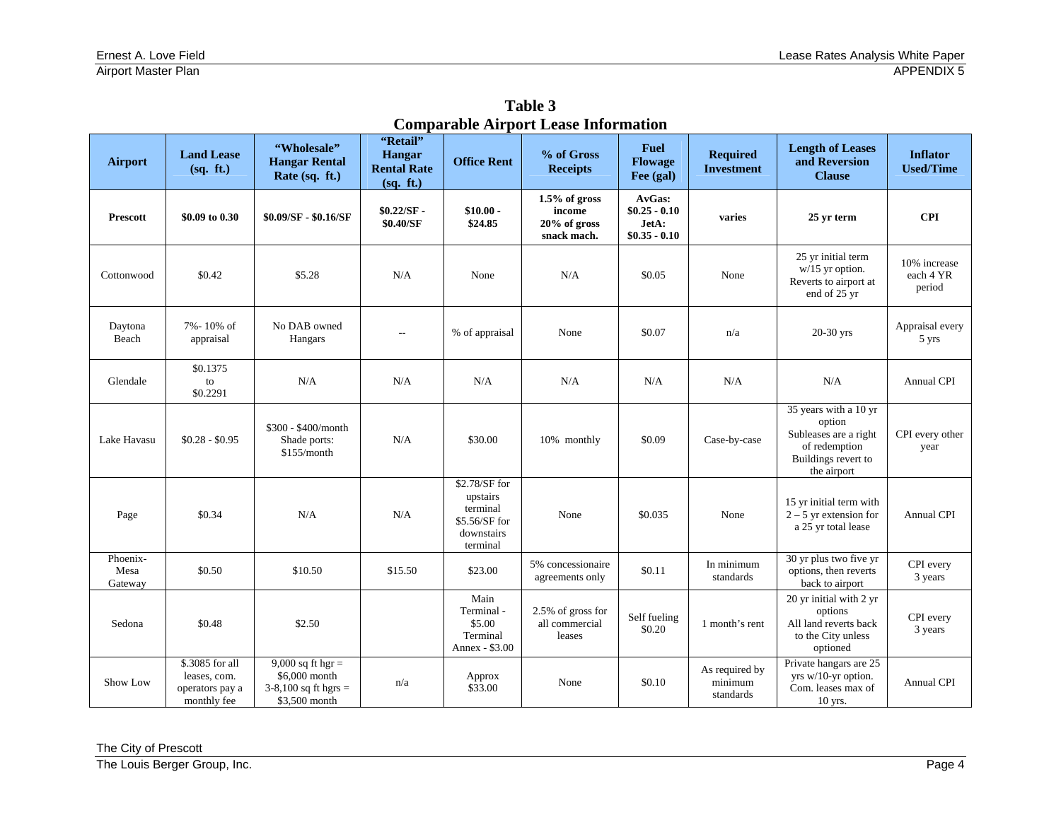**Table 3**
**Comparable Airport Lease Information**

| Airport | Land Lease (sq. ft.) | "Wholesale" Hangar Rental Rate (sq. ft.) | "Retail" Hangar Rental Rate (sq. ft.) | Office Rent | % of Gross Receipts | Fuel Flowage Fee (gal) | Required Investment | Length of Leases and Reversion Clause | Inflator Used/Time |
|---|---|---|---|---|---|---|---|---|---|
| **Prescott** | **$0.09 to 0.30** | **$0.09/SF - $0.16/SF** | **$0.22/SF - $0.40/SF** | **$10.00 - $24.85** | **1.5% of gross income 20% of gross snack mach.** | **AvGas: $0.25 - 0.10 JetA: $0.35 - 0.10** | **varies** | **25 yr term** | **CPI** |
| Cottonwood | $0.42 | $5.28 | N/A | None | N/A | $0.05 | None | 25 yr initial term w/15 yr option. Reverts to airport at end of 25 yr | 10% increase each 4 YR period |
| Daytona Beach | 7%- 10% of appraisal | No DAB owned Hangars | -- | % of appraisal | None | $0.07 | n/a | 20-30 yrs | Appraisal every 5 yrs |
| Glendale | $0.1375 to $0.2291 | N/A | N/A | N/A | N/A | N/A | N/A | N/A | Annual CPI |
| Lake Havasu | $0.28 - $0.95 | $300 - $400/month Shade ports: $155/month | N/A | $30.00 | 10% monthly | $0.09 | Case-by-case | 35 years with a 10 yr option Subleases are a right of redemption Buildings revert to the airport | CPI every other year |
| Page | $0.34 | N/A | N/A | $2.78/SF for upstairs terminal $5.56/SF for downstairs terminal | None | $0.035 | None | 15 yr initial term with 2 – 5 yr extension for a 25 yr total lease | Annual CPI |
| Phoenix-Mesa Gateway | $0.50 | $10.50 | $15.50 | $23.00 | 5% concessionaire agreements only | $0.11 | In minimum standards | 30 yr plus two five yr options, then reverts back to airport | CPI every 3 years |
| Sedona | $0.48 | $2.50 | | Main Terminal - $5.00 Terminal Annex - $3.00 | 2.5% of gross for all commercial leases | Self fueling $0.20 | 1 month's rent | 20 yr initial with 2 yr options All land reverts back to the City unless optioned | CPI every 3 years |
| Show Low | $.3085 for all leases, com. operators pay a monthly fee | 9,000 sq ft hgr = $6,000 month 3-8,100 sq ft hgrs = $3,500 month | n/a | Approx $33.00 | None | $0.10 | As required by minimum standards | Private hangars are 25 yrs w/10-yr option. Com. leases max of 10 yrs. | Annual CPI |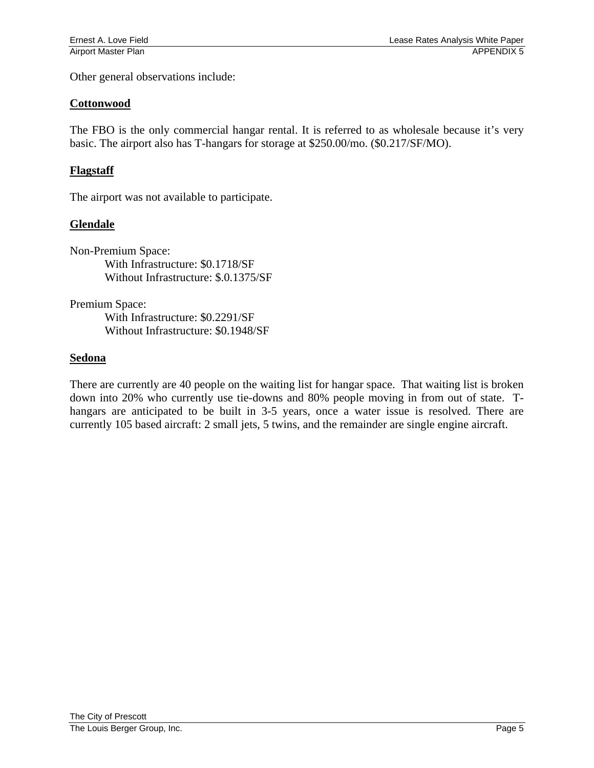Other general observations include:

**Cottonwood**

The FBO is the only commercial hangar rental. It is referred to as wholesale because it's very basic. The airport also has T-hangars for storage at $250.00/mo. ($0.217/SF/MO).

**Flagstaff**

The airport was not available to participate.

**Glendale**

Non-Premium Space:

With Infrastructure: $0.1718/SF
Without Infrastructure: $.0.1375/SF

Premium Space:

With Infrastructure: $0.2291/SF
Without Infrastructure: $0.1948/SF

**Sedona**

There are currently are 40 people on the waiting list for hangar space. That waiting list is broken down into 20% who currently use tie-downs and 80% people moving in from out of state. T-hangars are anticipated to be built in 3-5 years, once a water issue is resolved. There are currently 105 based aircraft: 2 small jets, 5 twins, and the remainder are single engine aircraft.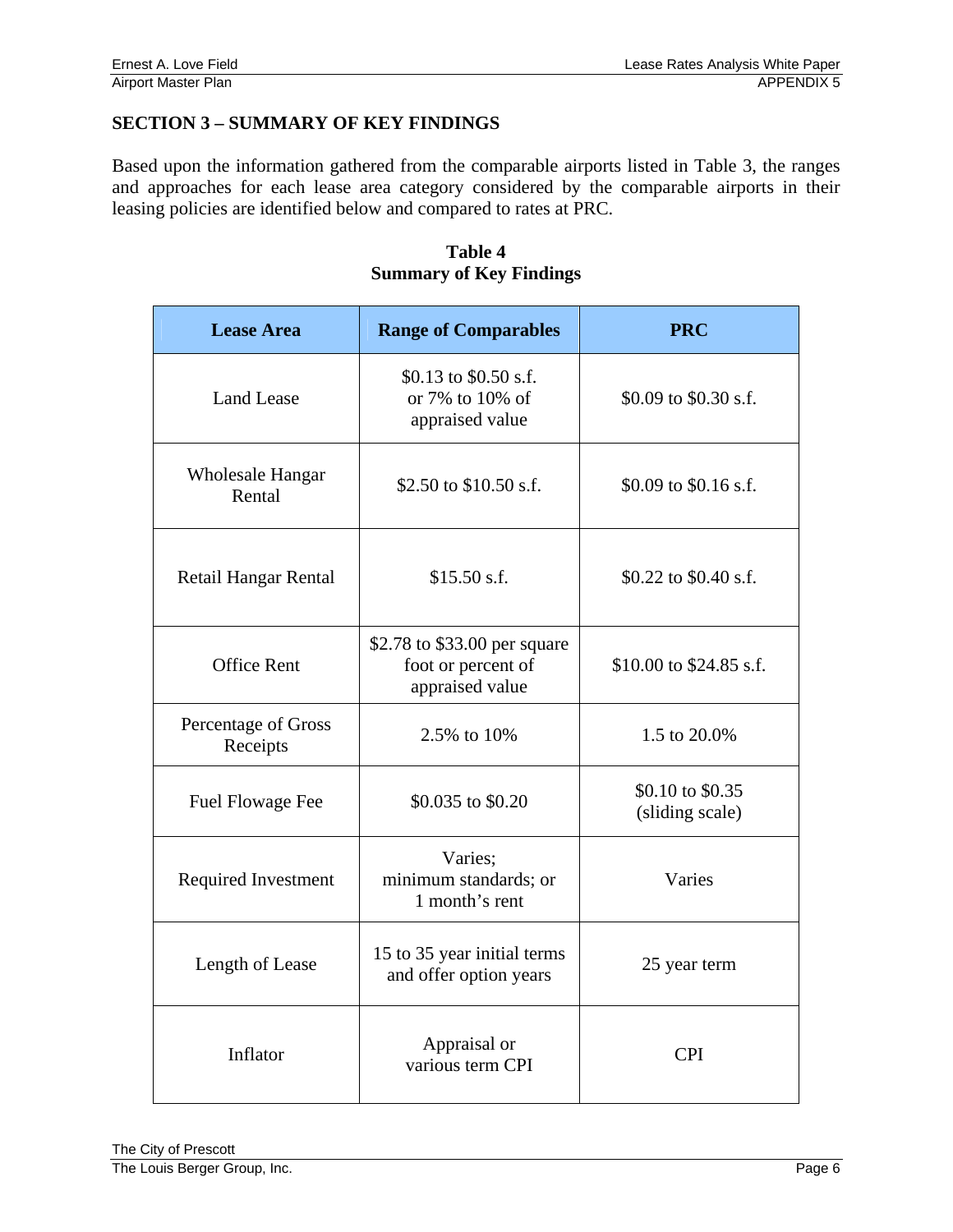## SECTION 3 – SUMMARY OF KEY FINDINGS

Based upon the information gathered from the comparable airports listed in Table 3, the ranges and approaches for each lease area category considered by the comparable airports in their leasing policies are identified below and compared to rates at PRC.

**Table 4**
**Summary of Key Findings**

| Lease Area | Range of Comparables | PRC |
|---|---|---|
| Land Lease | $0.13 to $0.50 s.f. or 7% to 10% of appraised value | $0.09 to $0.30 s.f. |
| Wholesale Hangar Rental | $2.50 to $10.50 s.f. | $0.09 to $0.16 s.f. |
| Retail Hangar Rental | $15.50 s.f. | $0.22 to $0.40 s.f. |
| Office Rent | $2.78 to $33.00 per square foot or percent of appraised value | $10.00 to $24.85 s.f. |
| Percentage of Gross Receipts | 2.5% to 10% | 1.5 to 20.0% |
| Fuel Flowage Fee | $0.035 to $0.20 | $0.10 to $0.35 (sliding scale) |
| Required Investment | Varies; minimum standards; or 1 month's rent | Varies |
| Length of Lease | 15 to 35 year initial terms and offer option years | 25 year term |
| Inflator | Appraisal or various term CPI | CPI |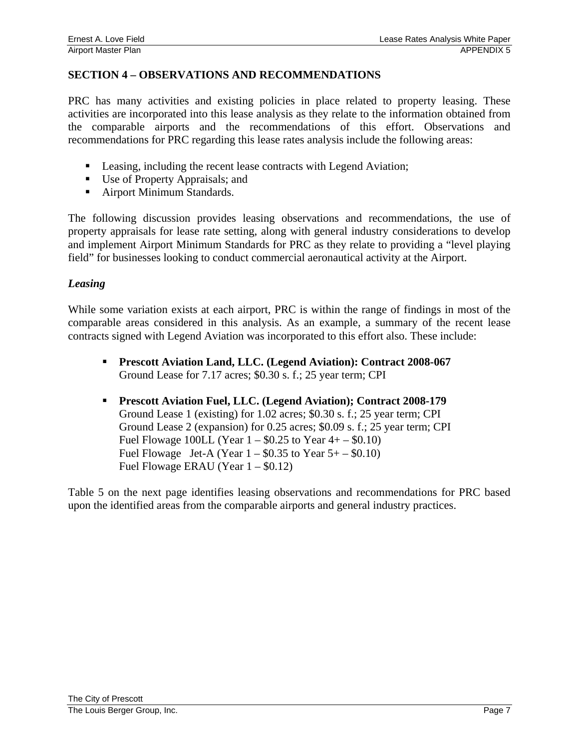## SECTION 4 – OBSERVATIONS AND RECOMMENDATIONS

PRC has many activities and existing policies in place related to property leasing. These activities are incorporated into this lease analysis as they relate to the information obtained from the comparable airports and the recommendations of this effort. Observations and recommendations for PRC regarding this lease rates analysis include the following areas:

- Leasing, including the recent lease contracts with Legend Aviation;
- Use of Property Appraisals; and
- Airport Minimum Standards.

The following discussion provides leasing observations and recommendations, the use of property appraisals for lease rate setting, along with general industry considerations to develop and implement Airport Minimum Standards for PRC as they relate to providing a "level playing field" for businesses looking to conduct commercial aeronautical activity at the Airport.

### *Leasing*

While some variation exists at each airport, PRC is within the range of findings in most of the comparable areas considered in this analysis. As an example, a summary of the recent lease contracts signed with Legend Aviation was incorporated to this effort also. These include:

- **Prescott Aviation Land, LLC. (Legend Aviation): Contract 2008-067**
  Ground Lease for 7.17 acres; $0.30 s. f.; 25 year term; CPI

- **Prescott Aviation Fuel, LLC. (Legend Aviation); Contract 2008-179**
  Ground Lease 1 (existing) for 1.02 acres; $0.30 s. f.; 25 year term; CPI
  Ground Lease 2 (expansion) for 0.25 acres; $0.09 s. f.; 25 year term; CPI
  Fuel Flowage 100LL (Year 1 – $0.25 to Year 4+ – $0.10)
  Fuel Flowage Jet-A (Year 1 – $0.35 to Year 5+ – $0.10)
  Fuel Flowage ERAU (Year 1 – $0.12)

Table 5 on the next page identifies leasing observations and recommendations for PRC based upon the identified areas from the comparable airports and general industry practices.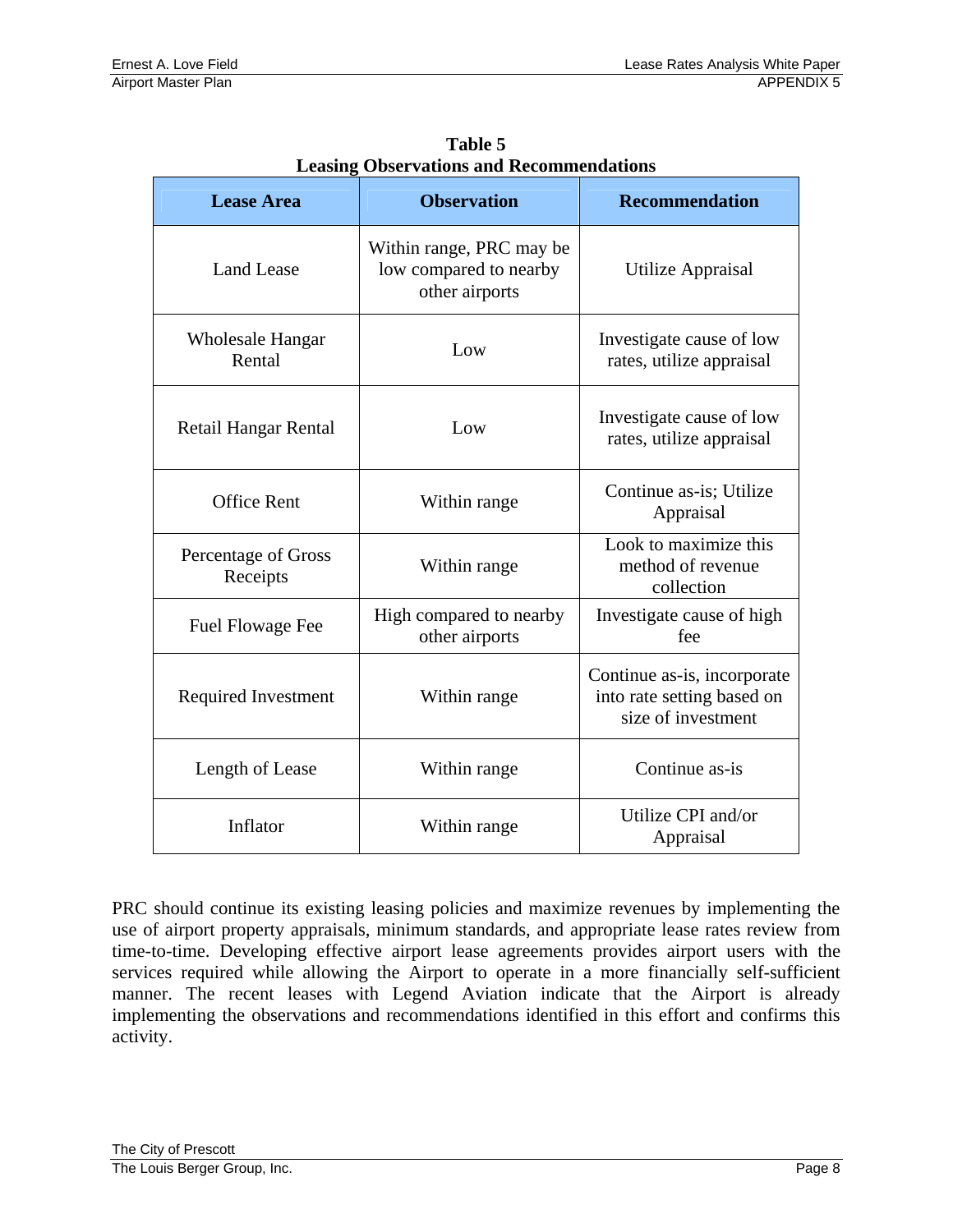**Table 5**
**Leasing Observations and Recommendations**

| Lease Area | Observation | Recommendation |
|---|---|---|
| Land Lease | Within range, PRC may be low compared to nearby other airports | Utilize Appraisal |
| Wholesale Hangar Rental | Low | Investigate cause of low rates, utilize appraisal |
| Retail Hangar Rental | Low | Investigate cause of low rates, utilize appraisal |
| Office Rent | Within range | Continue as-is; Utilize Appraisal |
| Percentage of Gross Receipts | Within range | Look to maximize this method of revenue collection |
| Fuel Flowage Fee | High compared to nearby other airports | Investigate cause of high fee |
| Required Investment | Within range | Continue as-is, incorporate into rate setting based on size of investment |
| Length of Lease | Within range | Continue as-is |
| Inflator | Within range | Utilize CPI and/or Appraisal |

PRC should continue its existing leasing policies and maximize revenues by implementing the use of airport property appraisals, minimum standards, and appropriate lease rates review from time-to-time. Developing effective airport lease agreements provides airport users with the services required while allowing the Airport to operate in a more financially self-sufficient manner. The recent leases with Legend Aviation indicate that the Airport is already implementing the observations and recommendations identified in this effort and confirms this activity.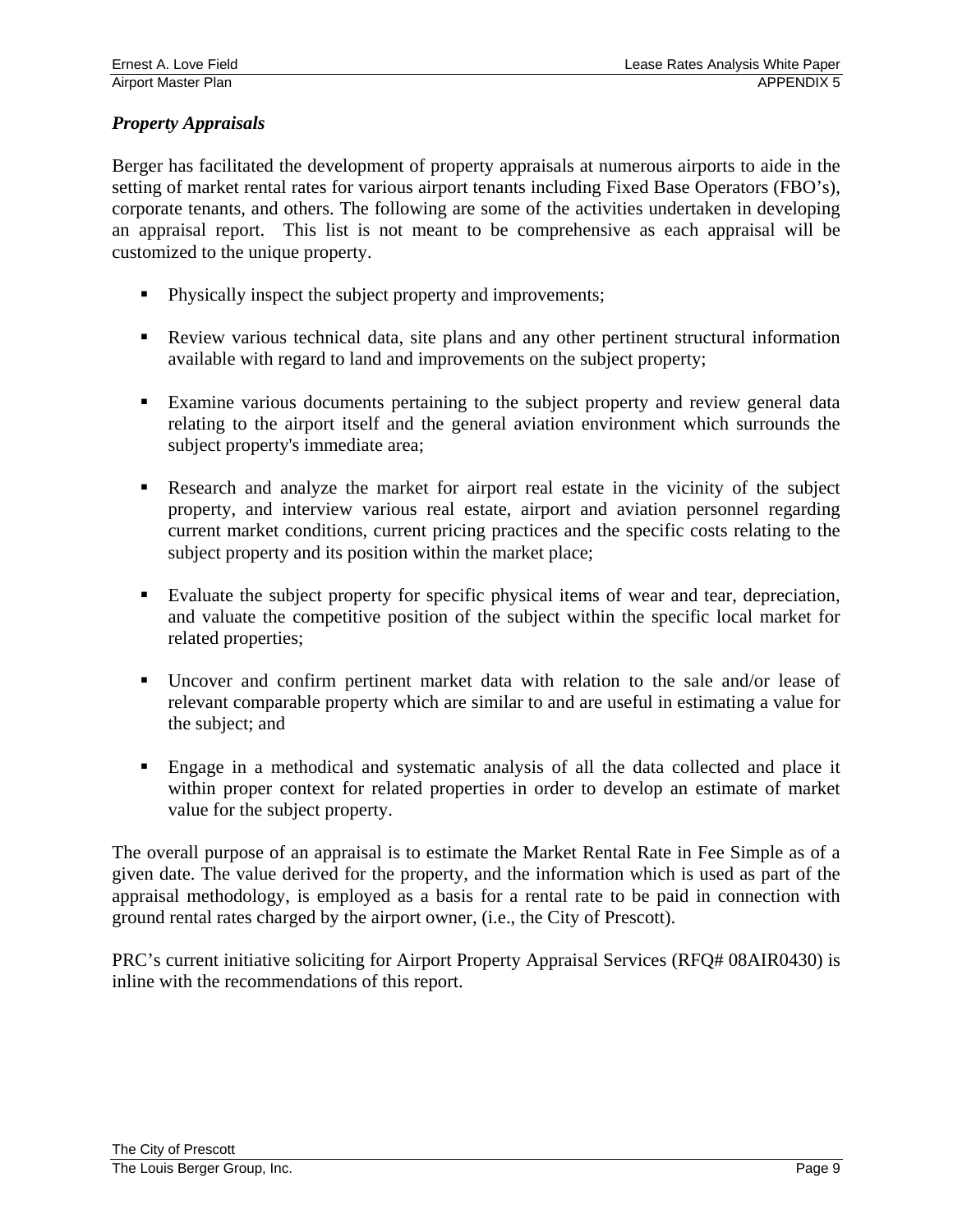### *Property Appraisals*

Berger has facilitated the development of property appraisals at numerous airports to aide in the setting of market rental rates for various airport tenants including Fixed Base Operators (FBO's), corporate tenants, and others. The following are some of the activities undertaken in developing an appraisal report. This list is not meant to be comprehensive as each appraisal will be customized to the unique property.

- Physically inspect the subject property and improvements;
- Review various technical data, site plans and any other pertinent structural information available with regard to land and improvements on the subject property;
- Examine various documents pertaining to the subject property and review general data relating to the airport itself and the general aviation environment which surrounds the subject property's immediate area;
- Research and analyze the market for airport real estate in the vicinity of the subject property, and interview various real estate, airport and aviation personnel regarding current market conditions, current pricing practices and the specific costs relating to the subject property and its position within the market place;
- Evaluate the subject property for specific physical items of wear and tear, depreciation, and valuate the competitive position of the subject within the specific local market for related properties;
- Uncover and confirm pertinent market data with relation to the sale and/or lease of relevant comparable property which are similar to and are useful in estimating a value for the subject; and
- Engage in a methodical and systematic analysis of all the data collected and place it within proper context for related properties in order to develop an estimate of market value for the subject property.

The overall purpose of an appraisal is to estimate the Market Rental Rate in Fee Simple as of a given date. The value derived for the property, and the information which is used as part of the appraisal methodology, is employed as a basis for a rental rate to be paid in connection with ground rental rates charged by the airport owner, (i.e., the City of Prescott).

PRC's current initiative soliciting for Airport Property Appraisal Services (RFQ# 08AIR0430) is inline with the recommendations of this report.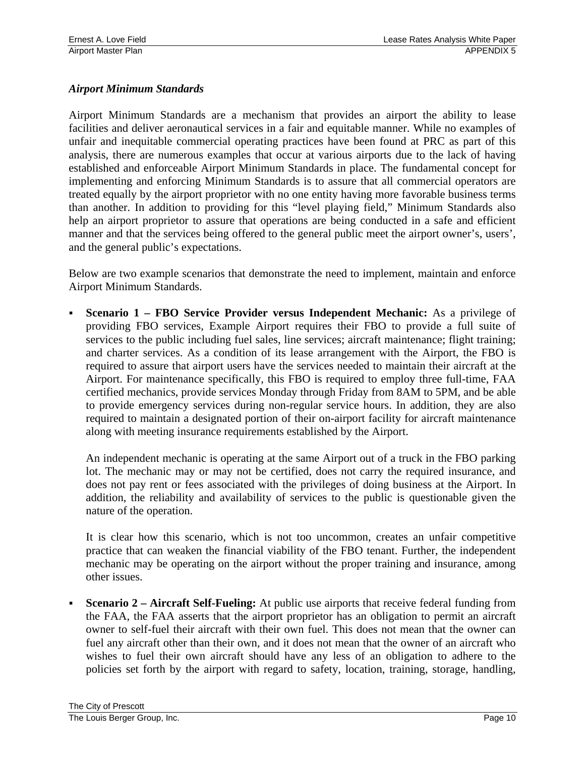### *Airport Minimum Standards*

Airport Minimum Standards are a mechanism that provides an airport the ability to lease facilities and deliver aeronautical services in a fair and equitable manner. While no examples of unfair and inequitable commercial operating practices have been found at PRC as part of this analysis, there are numerous examples that occur at various airports due to the lack of having established and enforceable Airport Minimum Standards in place. The fundamental concept for implementing and enforcing Minimum Standards is to assure that all commercial operators are treated equally by the airport proprietor with no one entity having more favorable business terms than another. In addition to providing for this "level playing field," Minimum Standards also help an airport proprietor to assure that operations are being conducted in a safe and efficient manner and that the services being offered to the general public meet the airport owner's, users', and the general public's expectations.

Below are two example scenarios that demonstrate the need to implement, maintain and enforce Airport Minimum Standards.

- **Scenario 1 – FBO Service Provider versus Independent Mechanic:** As a privilege of providing FBO services, Example Airport requires their FBO to provide a full suite of services to the public including fuel sales, line services; aircraft maintenance; flight training; and charter services. As a condition of its lease arrangement with the Airport, the FBO is required to assure that airport users have the services needed to maintain their aircraft at the Airport. For maintenance specifically, this FBO is required to employ three full-time, FAA certified mechanics, provide services Monday through Friday from 8AM to 5PM, and be able to provide emergency services during non-regular service hours. In addition, they are also required to maintain a designated portion of their on-airport facility for aircraft maintenance along with meeting insurance requirements established by the Airport.

  An independent mechanic is operating at the same Airport out of a truck in the FBO parking lot. The mechanic may or may not be certified, does not carry the required insurance, and does not pay rent or fees associated with the privileges of doing business at the Airport. In addition, the reliability and availability of services to the public is questionable given the nature of the operation.

  It is clear how this scenario, which is not too uncommon, creates an unfair competitive practice that can weaken the financial viability of the FBO tenant. Further, the independent mechanic may be operating on the airport without the proper training and insurance, among other issues.

- **Scenario 2 – Aircraft Self-Fueling:** At public use airports that receive federal funding from the FAA, the FAA asserts that the airport proprietor has an obligation to permit an aircraft owner to self-fuel their aircraft with their own fuel. This does not mean that the owner can fuel any aircraft other than their own, and it does not mean that the owner of an aircraft who wishes to fuel their own aircraft should have any less of an obligation to adhere to the policies set forth by the airport with regard to safety, location, training, storage, handling,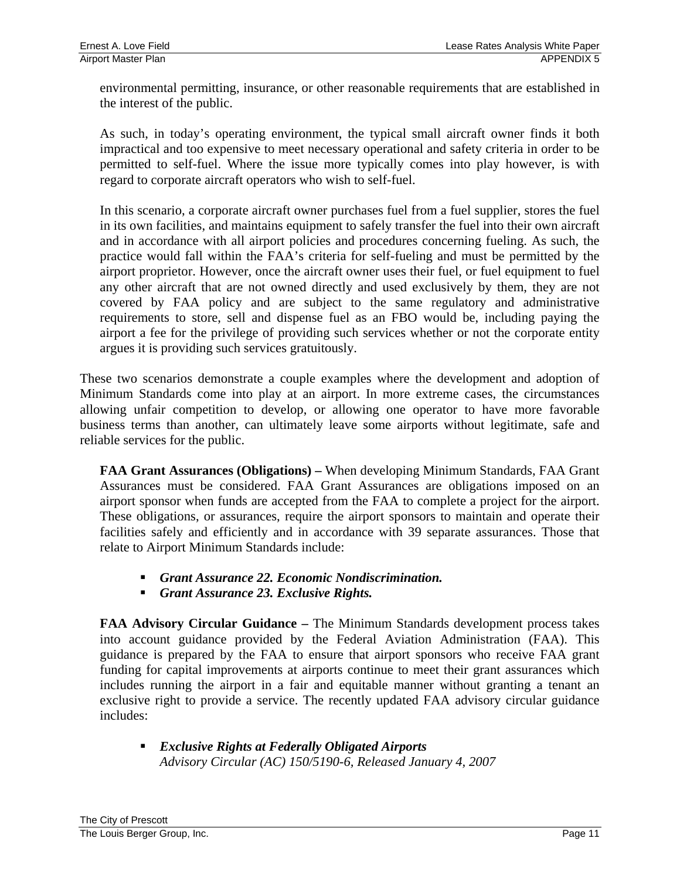environmental permitting, insurance, or other reasonable requirements that are established in the interest of the public.

As such, in today's operating environment, the typical small aircraft owner finds it both impractical and too expensive to meet necessary operational and safety criteria in order to be permitted to self-fuel. Where the issue more typically comes into play however, is with regard to corporate aircraft operators who wish to self-fuel.

In this scenario, a corporate aircraft owner purchases fuel from a fuel supplier, stores the fuel in its own facilities, and maintains equipment to safely transfer the fuel into their own aircraft and in accordance with all airport policies and procedures concerning fueling. As such, the practice would fall within the FAA's criteria for self-fueling and must be permitted by the airport proprietor. However, once the aircraft owner uses their fuel, or fuel equipment to fuel any other aircraft that are not owned directly and used exclusively by them, they are not covered by FAA policy and are subject to the same regulatory and administrative requirements to store, sell and dispense fuel as an FBO would be, including paying the airport a fee for the privilege of providing such services whether or not the corporate entity argues it is providing such services gratuitously.

These two scenarios demonstrate a couple examples where the development and adoption of Minimum Standards come into play at an airport. In more extreme cases, the circumstances allowing unfair competition to develop, or allowing one operator to have more favorable business terms than another, can ultimately leave some airports without legitimate, safe and reliable services for the public.

**FAA Grant Assurances (Obligations) –** When developing Minimum Standards, FAA Grant Assurances must be considered. FAA Grant Assurances are obligations imposed on an airport sponsor when funds are accepted from the FAA to complete a project for the airport. These obligations, or assurances, require the airport sponsors to maintain and operate their facilities safely and efficiently and in accordance with 39 separate assurances. Those that relate to Airport Minimum Standards include:

- ***Grant Assurance 22. Economic Nondiscrimination.***
- ***Grant Assurance 23. Exclusive Rights.***

**FAA Advisory Circular Guidance –** The Minimum Standards development process takes into account guidance provided by the Federal Aviation Administration (FAA). This guidance is prepared by the FAA to ensure that airport sponsors who receive FAA grant funding for capital improvements at airports continue to meet their grant assurances which includes running the airport in a fair and equitable manner without granting a tenant an exclusive right to provide a service. The recently updated FAA advisory circular guidance includes:

- ***Exclusive Rights at Federally Obligated Airports***
  *Advisory Circular (AC) 150/5190-6, Released January 4, 2007*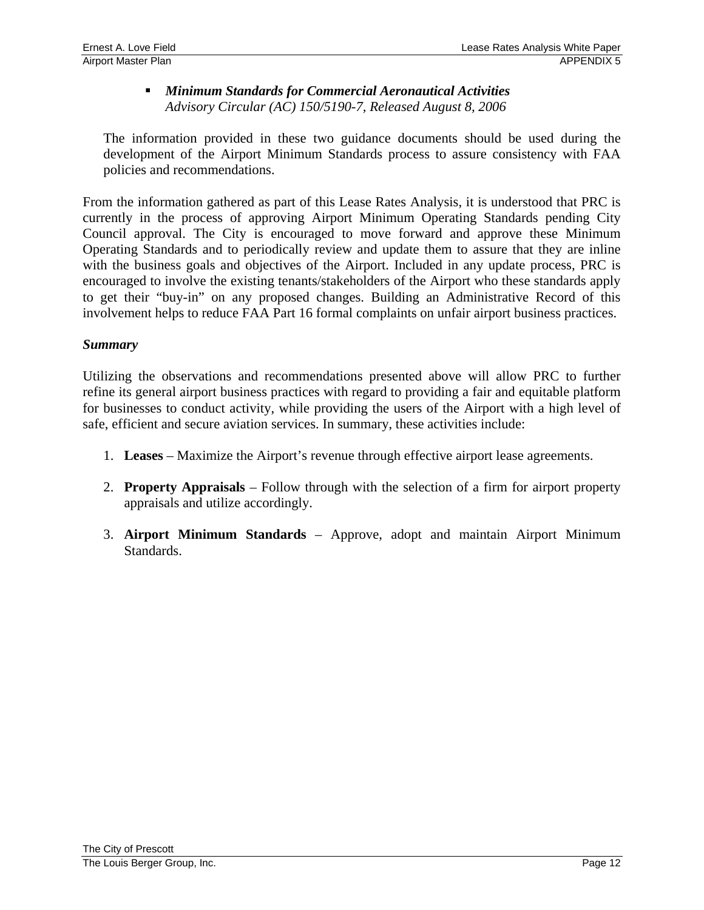- ***Minimum Standards for Commercial Aeronautical Activities***
  *Advisory Circular (AC) 150/5190-7, Released August 8, 2006*

The information provided in these two guidance documents should be used during the development of the Airport Minimum Standards process to assure consistency with FAA policies and recommendations.

From the information gathered as part of this Lease Rates Analysis, it is understood that PRC is currently in the process of approving Airport Minimum Operating Standards pending City Council approval. The City is encouraged to move forward and approve these Minimum Operating Standards and to periodically review and update them to assure that they are inline with the business goals and objectives of the Airport. Included in any update process, PRC is encouraged to involve the existing tenants/stakeholders of the Airport who these standards apply to get their "buy-in" on any proposed changes. Building an Administrative Record of this involvement helps to reduce FAA Part 16 formal complaints on unfair airport business practices.

***Summary***

Utilizing the observations and recommendations presented above will allow PRC to further refine its general airport business practices with regard to providing a fair and equitable platform for businesses to conduct activity, while providing the users of the Airport with a high level of safe, efficient and secure aviation services. In summary, these activities include:

1. **Leases** – Maximize the Airport's revenue through effective airport lease agreements.

2. **Property Appraisals** – Follow through with the selection of a firm for airport property appraisals and utilize accordingly.

3. **Airport Minimum Standards** – Approve, adopt and maintain Airport Minimum Standards.